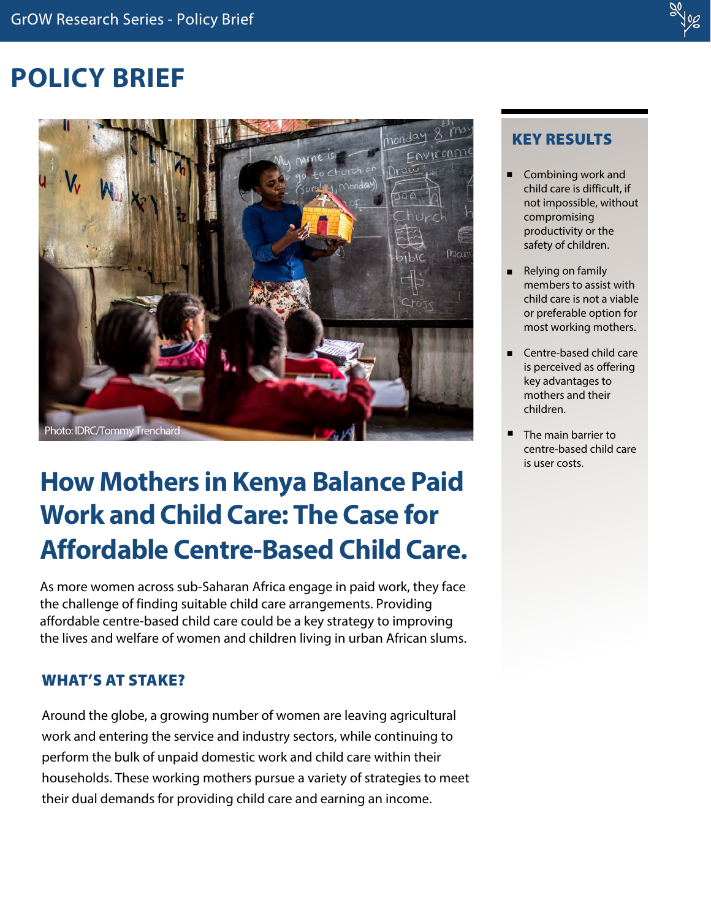# POLICY BRIEF

Photo: IDRC/Tommy Trenchard

## How Mothers in Kenya Balance Paid Work and Child Care: The Case for Affordable Centre-Based Child Care.

As more women across sub-Saharan Africa engage in paid work, they face the challenge of finding suitable child care arrangements. Providing affordable centre-based child care could be a key strategy to improving the lives and welfare of women and children living in urban African slums.

### WHAT'S AT STAKE?

Around the globe, a growing number of women are leaving agricultural work and entering the service and industry sectors, while continuing to perform the bulk of unpaid domestic work and child care within their households. These working mothers pursue a variety of strategies to meet their dual demands for providing child care and earning an income.

### KEY RESULTS

- Combining work and child care is difficult, if not impossible, without compromising productivity or the safety of children.
- Relying on family members to assist with child care is not a viable or preferable option for most working mothers.
- Centre-based child care is perceived as offering key advantages to mothers and their children.
- The main barrier to centre-based child care is user costs.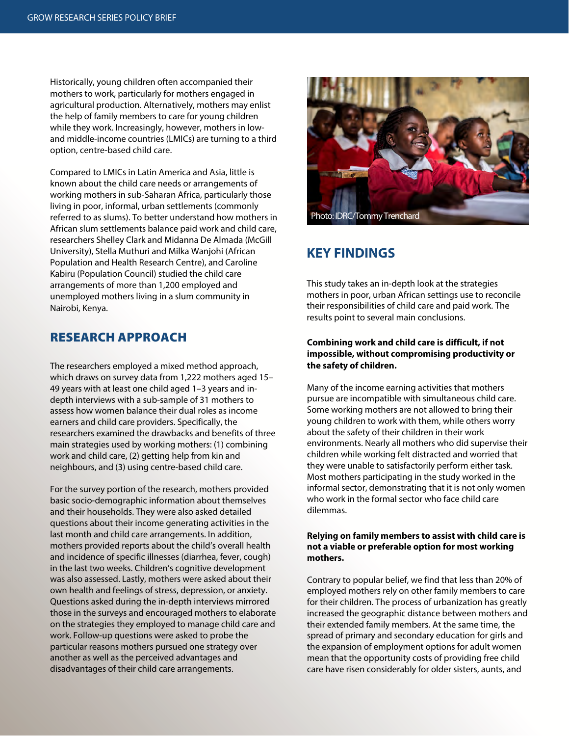Historically, young children often accompanied their mothers to work, particularly for mothers engaged in agricultural production. Alternatively, mothers may enlist the help of family members to care for young children while they work. Increasingly, however, mothers in low- and middle-income countries (LMICs) are turning to a third option, centre-based child care.

Compared to LMICs in Latin America and Asia, little is known about the child care needs or arrangements of working mothers in sub-Saharan Africa, particularly those living in poor, informal, urban settlements (commonly referred to as slums). To better understand how mothers in African slum settlements balance paid work and child care, researchers Shelley Clark and Midanna De Almada (McGill University), Stella Muthuri and Milka Wanjohi (African Population and Health Research Centre), and Caroline Kabiru (Population Council) studied the child care arrangements of more than 1,200 employed and unemployed mothers living in a slum community in Nairobi, Kenya.

## RESEARCH APPROACH

The researchers employed a mixed method approach, which draws on survey data from 1,222 mothers aged 15–49 years with at least one child aged 1–3 years and in-depth interviews with a sub-sample of 31 mothers to assess how women balance their dual roles as income earners and child care providers. Specifically, the researchers examined the drawbacks and benefits of three main strategies used by working mothers: (1) combining work and child care, (2) getting help from kin and neighbours, and (3) using centre-based child care.

For the survey portion of the research, mothers provided basic socio-demographic information about themselves and their households. They were also asked detailed questions about their income generating activities in the last month and child care arrangements. In addition, mothers provided reports about the child's overall health and incidence of specific illnesses (diarrhea, fever, cough) in the last two weeks. Children's cognitive development was also assessed. Lastly, mothers were asked about their own health and feelings of stress, depression, or anxiety. Questions asked during the in-depth interviews mirrored those in the surveys and encouraged mothers to elaborate on the strategies they employed to manage child care and work. Follow-up questions were asked to probe the particular reasons mothers pursued one strategy over another as well as the perceived advantages and disadvantages of their child care arrangements.

Photo: IDRC/Tommy Trenchard

## KEY FINDINGS

This study takes an in-depth look at the strategies mothers in poor, urban African settings use to reconcile their responsibilities of child care and paid work. The results point to several main conclusions.

**Combining work and child care is difficult, if not impossible, without compromising productivity or the safety of children.**

Many of the income earning activities that mothers pursue are incompatible with simultaneous child care. Some working mothers are not allowed to bring their young children to work with them, while others worry about the safety of their children in their work environments. Nearly all mothers who did supervise their children while working felt distracted and worried that they were unable to satisfactorily perform either task. Most mothers participating in the study worked in the informal sector, demonstrating that it is not only women who work in the formal sector who face child care dilemmas.

**Relying on family members to assist with child care is not a viable or preferable option for most working mothers.**

Contrary to popular belief, we find that less than 20% of employed mothers rely on other family members to care for their children. The process of urbanization has greatly increased the geographic distance between mothers and their extended family members. At the same time, the spread of primary and secondary education for girls and the expansion of employment options for adult women mean that the opportunity costs of providing free child care have risen considerably for older sisters, aunts, and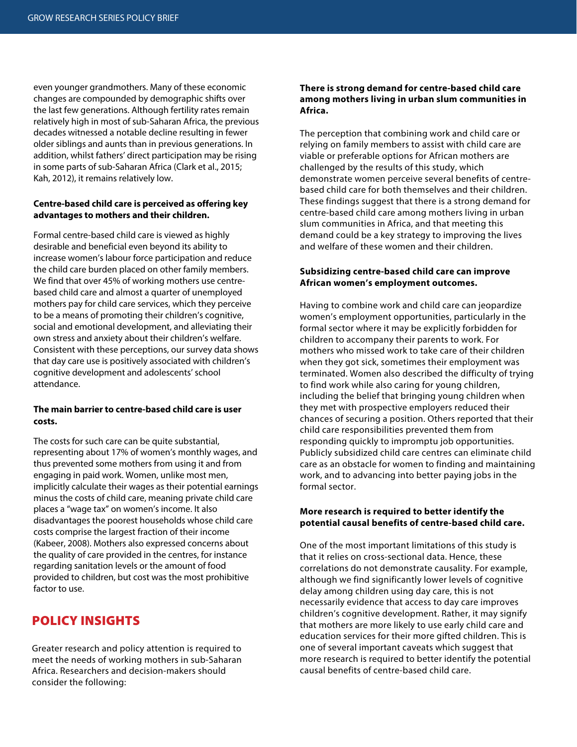even younger grandmothers. Many of these economic changes are compounded by demographic shifts over the last few generations. Although fertility rates remain relatively high in most of sub-Saharan Africa, the previous decades witnessed a notable decline resulting in fewer older siblings and aunts than in previous generations. In addition, whilst fathers' direct participation may be rising in some parts of sub-Saharan Africa (Clark et al., 2015; Kah, 2012), it remains relatively low.

**Centre-based child care is perceived as offering key advantages to mothers and their children.**

Formal centre-based child care is viewed as highly desirable and beneficial even beyond its ability to increase women's labour force participation and reduce the child care burden placed on other family members. We find that over 45% of working mothers use centre-based child care and almost a quarter of unemployed mothers pay for child care services, which they perceive to be a means of promoting their children's cognitive, social and emotional development, and alleviating their own stress and anxiety about their children's welfare. Consistent with these perceptions, our survey data shows that day care use is positively associated with children's cognitive development and adolescents' school attendance.

**The main barrier to centre-based child care is user costs.**

The costs for such care can be quite substantial, representing about 17% of women's monthly wages, and thus prevented some mothers from using it and from engaging in paid work. Women, unlike most men, implicitly calculate their wages as their potential earnings minus the costs of child care, meaning private child care places a "wage tax" on women's income. It also disadvantages the poorest households whose child care costs comprise the largest fraction of their income (Kabeer, 2008). Mothers also expressed concerns about the quality of care provided in the centres, for instance regarding sanitation levels or the amount of food provided to children, but cost was the most prohibitive factor to use.

## POLICY INSIGHTS

Greater research and policy attention is required to meet the needs of working mothers in sub-Saharan Africa. Researchers and decision-makers should consider the following:

**There is strong demand for centre-based child care among mothers living in urban slum communities in Africa.**

The perception that combining work and child care or relying on family members to assist with child care are viable or preferable options for African mothers are challenged by the results of this study, which demonstrate women perceive several benefits of centre-based child care for both themselves and their children. These findings suggest that there is a strong demand for centre-based child care among mothers living in urban slum communities in Africa, and that meeting this demand could be a key strategy to improving the lives and welfare of these women and their children.

**Subsidizing centre-based child care can improve African women's employment outcomes.**

Having to combine work and child care can jeopardize women's employment opportunities, particularly in the formal sector where it may be explicitly forbidden for children to accompany their parents to work. For mothers who missed work to take care of their children when they got sick, sometimes their employment was terminated. Women also described the difficulty of trying to find work while also caring for young children, including the belief that bringing young children when they met with prospective employers reduced their chances of securing a position. Others reported that their child care responsibilities prevented them from responding quickly to impromptu job opportunities. Publicly subsidized child care centres can eliminate child care as an obstacle for women to finding and maintaining work, and to advancing into better paying jobs in the formal sector.

**More research is required to better identify the potential causal benefits of centre-based child care.**

One of the most important limitations of this study is that it relies on cross-sectional data. Hence, these correlations do not demonstrate causality. For example, although we find significantly lower levels of cognitive delay among children using day care, this is not necessarily evidence that access to day care improves children's cognitive development. Rather, it may signify that mothers are more likely to use early child care and education services for their more gifted children. This is one of several important caveats which suggest that more research is required to better identify the potential causal benefits of centre-based child care.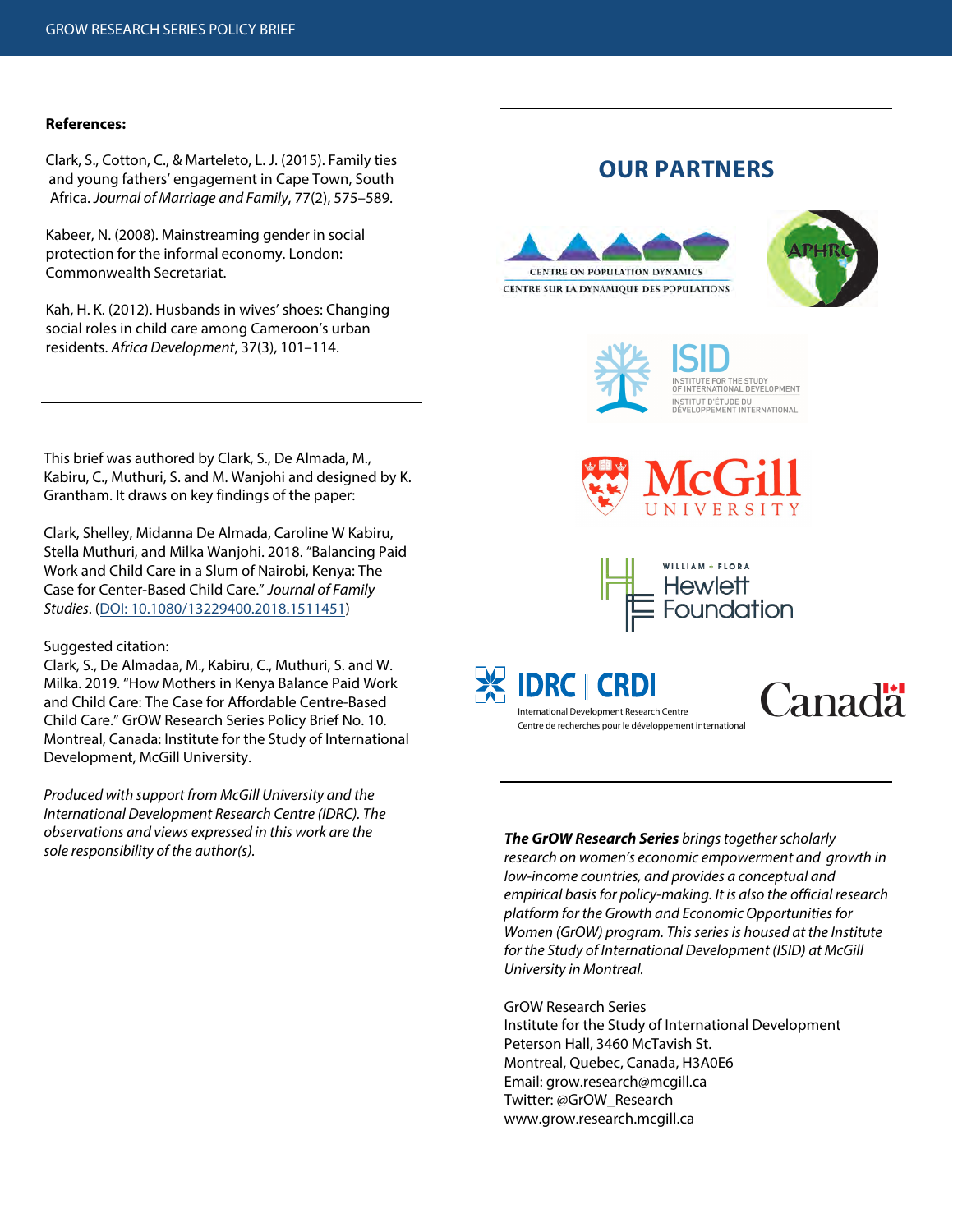**References:**

Clark, S., Cotton, C., & Marteleto, L. J. (2015). Family ties and young fathers' engagement in Cape Town, South Africa. *Journal of Marriage and Family*, 77(2), 575–589.

Kabeer, N. (2008). Mainstreaming gender in social protection for the informal economy. London: Commonwealth Secretariat.

Kah, H. K. (2012). Husbands in wives' shoes: Changing social roles in child care among Cameroon's urban residents. *Africa Development*, 37(3), 101–114.

---

This brief was authored by Clark, S., De Almada, M., Kabiru, C., Muthuri, S. and M. Wanjohi and designed by K. Grantham. It draws on key findings of the paper:

Clark, Shelley, Midanna De Almada, Caroline W Kabiru, Stella Muthuri, and Milka Wanjohi. 2018. "Balancing Paid Work and Child Care in a Slum of Nairobi, Kenya: The Case for Center-Based Child Care." *Journal of Family Studies*. (DOI: 10.1080/13229400.2018.1511451)

Suggested citation:
Clark, S., De Almadaa, M., Kabiru, C., Muthuri, S. and W. Milka. 2019. "How Mothers in Kenya Balance Paid Work and Child Care: The Case for Affordable Centre-Based Child Care." GrOW Research Series Policy Brief No. 10. Montreal, Canada: Institute for the Study of International Development, McGill University.

*Produced with support from McGill University and the International Development Research Centre (IDRC). The observations and views expressed in this work are the sole responsibility of the author(s).*

---

## OUR PARTNERS

CENTRE ON POPULATION DYNAMICS
CENTRE SUR LA DYNAMIQUE DES POPULATIONS

APHRC

ISID
INSTITUTE FOR THE STUDY OF INTERNATIONAL DEVELOPMENT
INSTITUT D'ÉTUDE DU DÉVELOPPEMENT INTERNATIONAL

McGill UNIVERSITY

WILLIAM + FLORA Hewlett Foundation

IDRC | CRDI
International Development Research Centre
Centre de recherches pour le développement international

Canada

---

***The GrOW Research Series** brings together scholarly research on women's economic empowerment and growth in low-income countries, and provides a conceptual and empirical basis for policy-making. It is also the official research platform for the Growth and Economic Opportunities for Women (GrOW) program. This series is housed at the Institute for the Study of International Development (ISID) at McGill University in Montreal.*

GrOW Research Series
Institute for the Study of International Development
Peterson Hall, 3460 McTavish St.
Montreal, Quebec, Canada, H3A0E6
Email: grow.research@mcgill.ca
Twitter: @GrOW_Research
www.grow.research.mcgill.ca